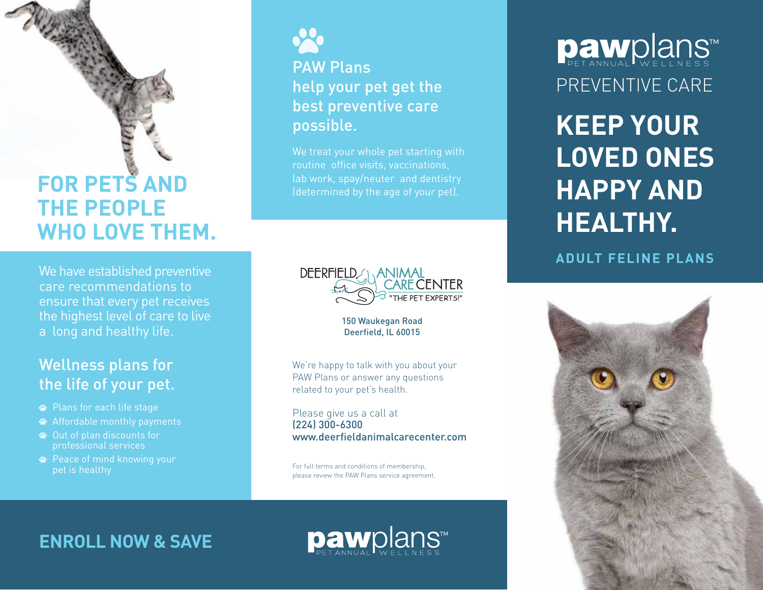# FOR PETS AND THE PEOPLE WHO LOVE THEM.

We have established preventive care recommendations to ensure that every pet receives the highest level of care to live a long and healthy life.

## Wellness plans for the life of your pet.

- Plans for each life stage
- Affordable monthly payments
- Out of plan discounts for professional services
- Peace of mind knowing your pet is healthy

**ENROLL NOW & SAVE**

## PAW Plans help your pet get the best preventive care possible.

We treat your whole pet starting with routine office visits, vaccinations, lab work, spay/neuter and dentistry (determined by the age of your pet).

DEERFIELD ANIMAL CARE CENTER "THE PET EXPERTS!"

150 Waukegan Road
Deerfield, IL 60015

We're happy to talk with you about your PAW Plans or answer any questions related to your pet's health.

Please give us a call at
(224) 300-6300
www.deerfieldanimalcarecenter.com

For full terms and conditions of membership, please review the PAW Plans service agreement.

pawplans™ PET ANNUAL WELLNESS

pawplans™ PET ANNUAL WELLNESS

PREVENTIVE CARE

# KEEP YOUR LOVED ONES HAPPY AND HEALTHY.

**ADULT FELINE PLANS**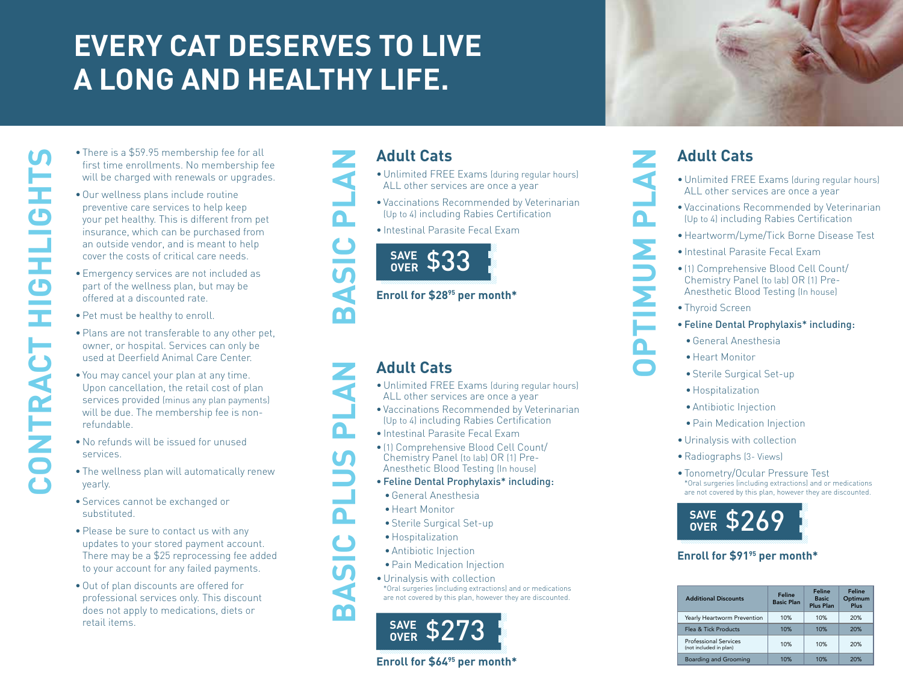# EVERY CAT DESERVES TO LIVE A LONG AND HEALTHY LIFE.

## CONTRACT HIGHLIGHTS

- There is a $59.95 membership fee for all first time enrollments. No membership fee will be charged with renewals or upgrades.
- Our wellness plans include routine preventive care services to help keep your pet healthy. This is different from pet insurance, which can be purchased from an outside vendor, and is meant to help cover the costs of critical care needs.
- Emergency services are not included as part of the wellness plan, but may be offered at a discounted rate.
- Pet must be healthy to enroll.
- Plans are not transferable to any other pet, owner, or hospital. Services can only be used at Deerfield Animal Care Center.
- You may cancel your plan at any time. Upon cancellation, the retail cost of plan services provided (minus any plan payments) will be due. The membership fee is non-refundable.
- No refunds will be issued for unused services.
- The wellness plan will automatically renew yearly.
- Services cannot be exchanged or substituted.
- Please be sure to contact us with any updates to your stored payment account. There may be a $25 reprocessing fee added to your account for any failed payments.
- Out of plan discounts are offered for professional services only. This discount does not apply to medications, diets or retail items.

## BASIC PLAN

### Adult Cats

- Unlimited FREE Exams (during regular hours) ALL other services are once a year
- Vaccinations Recommended by Veterinarian (Up to 4) including Rabies Certification
- Intestinal Parasite Fecal Exam

**SAVE OVER $33**

**Enroll for $28.95 per month***

## BASIC PLUS PLAN

### Adult Cats

- Unlimited FREE Exams (during regular hours) ALL other services are once a year
- Vaccinations Recommended by Veterinarian (Up to 4) including Rabies Certification
- Intestinal Parasite Fecal Exam
- (1) Comprehensive Blood Cell Count/ Chemistry Panel (to lab) OR (1) Pre-Anesthetic Blood Testing (In house)
- **Feline Dental Prophylaxis* including:**
  - General Anesthesia
  - Heart Monitor
  - Sterile Surgical Set-up
  - Hospitalization
  - Antibiotic Injection
  - Pain Medication Injection
- Urinalysis with collection

*Oral surgeries (including extractions) and or medications are not covered by this plan, however they are discounted.

**SAVE OVER $273**

**Enroll for $64.95 per month***

## OPTIMUM PLAN

### Adult Cats

- Unlimited FREE Exams (during regular hours) ALL other services are once a year
- Vaccinations Recommended by Veterinarian (Up to 4) including Rabies Certification
- Heartworm/Lyme/Tick Borne Disease Test
- Intestinal Parasite Fecal Exam
- (1) Comprehensive Blood Cell Count/ Chemistry Panel (to lab) OR (1) Pre-Anesthetic Blood Testing (In house)
- Thyroid Screen
- **Feline Dental Prophylaxis* including:**
  - General Anesthesia
  - Heart Monitor
  - Sterile Surgical Set-up
  - Hospitalization
  - Antibiotic Injection
  - Pain Medication Injection
- Urinalysis with collection
- Radiographs (3- Views)
- Tonometry/Ocular Pressure Test

*Oral surgeries (including extractions) and or medications are not covered by this plan, however they are discounted.

**SAVE OVER $269**

**Enroll for $91.95 per month***

| Additional Discounts | Feline Basic Plan | Feline Basic Plus Plan | Feline Optimum Plus |
|---|---|---|---|
| Yearly Heartworm Prevention | 10% | 10% | 20% |
| Flea & Tick Products | 10% | 10% | 20% |
| Professional Services (not included in plan) | 10% | 10% | 20% |
| Boarding and Grooming | 10% | 10% | 20% |